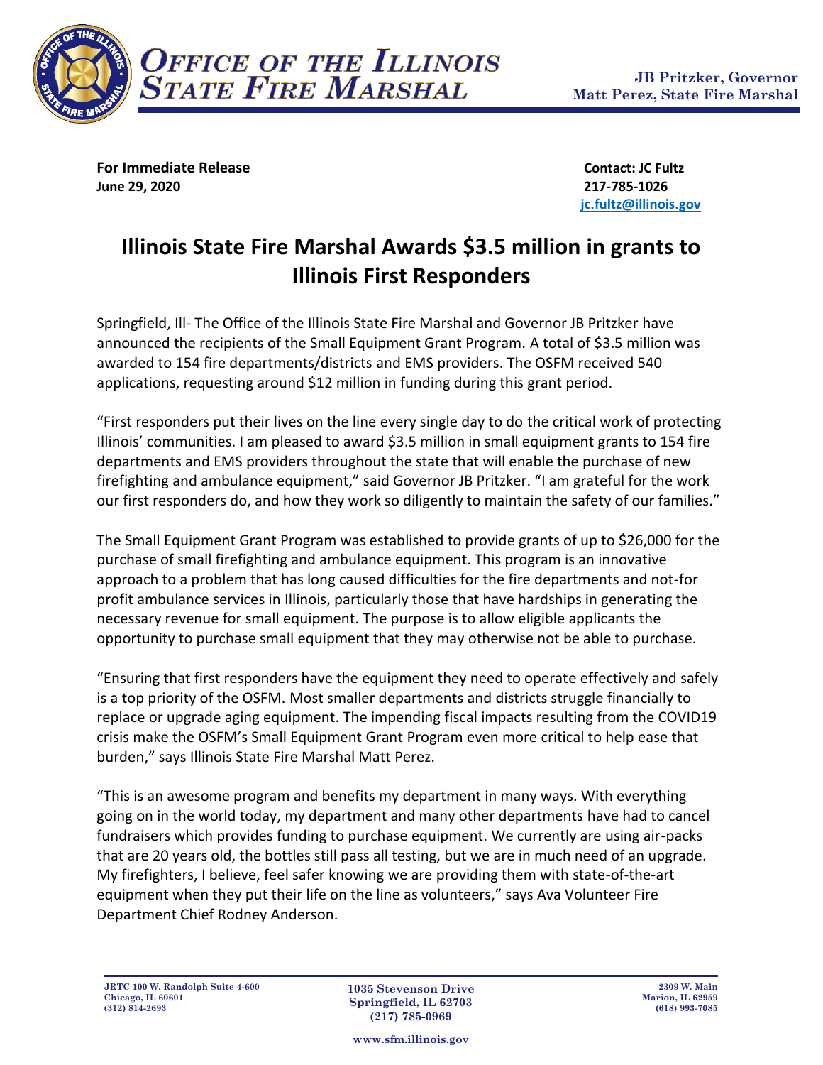# Office of the Illinois State Fire Marshal

**JB Pritzker, Governor**
**Matt Perez, State Fire Marshal**

**For Immediate Release**
**June 29, 2020**

**Contact: JC Fultz**
**217-785-1026**
**jc.fultz@illinois.gov**

# Illinois State Fire Marshal Awards $3.5 million in grants to Illinois First Responders

Springfield, Ill- The Office of the Illinois State Fire Marshal and Governor JB Pritzker have announced the recipients of the Small Equipment Grant Program. A total of $3.5 million was awarded to 154 fire departments/districts and EMS providers. The OSFM received 540 applications, requesting around $12 million in funding during this grant period.

"First responders put their lives on the line every single day to do the critical work of protecting Illinois' communities. I am pleased to award $3.5 million in small equipment grants to 154 fire departments and EMS providers throughout the state that will enable the purchase of new firefighting and ambulance equipment," said Governor JB Pritzker. "I am grateful for the work our first responders do, and how they work so diligently to maintain the safety of our families."

The Small Equipment Grant Program was established to provide grants of up to $26,000 for the purchase of small firefighting and ambulance equipment. This program is an innovative approach to a problem that has long caused difficulties for the fire departments and not-for profit ambulance services in Illinois, particularly those that have hardships in generating the necessary revenue for small equipment. The purpose is to allow eligible applicants the opportunity to purchase small equipment that they may otherwise not be able to purchase.

"Ensuring that first responders have the equipment they need to operate effectively and safely is a top priority of the OSFM. Most smaller departments and districts struggle financially to replace or upgrade aging equipment. The impending fiscal impacts resulting from the COVID19 crisis make the OSFM's Small Equipment Grant Program even more critical to help ease that burden," says Illinois State Fire Marshal Matt Perez.

"This is an awesome program and benefits my department in many ways. With everything going on in the world today, my department and many other departments have had to cancel fundraisers which provides funding to purchase equipment. We currently are using air-packs that are 20 years old, the bottles still pass all testing, but we are in much need of an upgrade. My firefighters, I believe, feel safer knowing we are providing them with state-of-the-art equipment when they put their life on the line as volunteers," says Ava Volunteer Fire Department Chief Rodney Anderson.

JRTC 100 W. Randolph Suite 4-600
Chicago, IL 60601
(312) 814-2693

1035 Stevenson Drive
Springfield, IL 62703
(217) 785-0969

2309 W. Main
Marion, IL 62959
(618) 993-7085

www.sfm.illinois.gov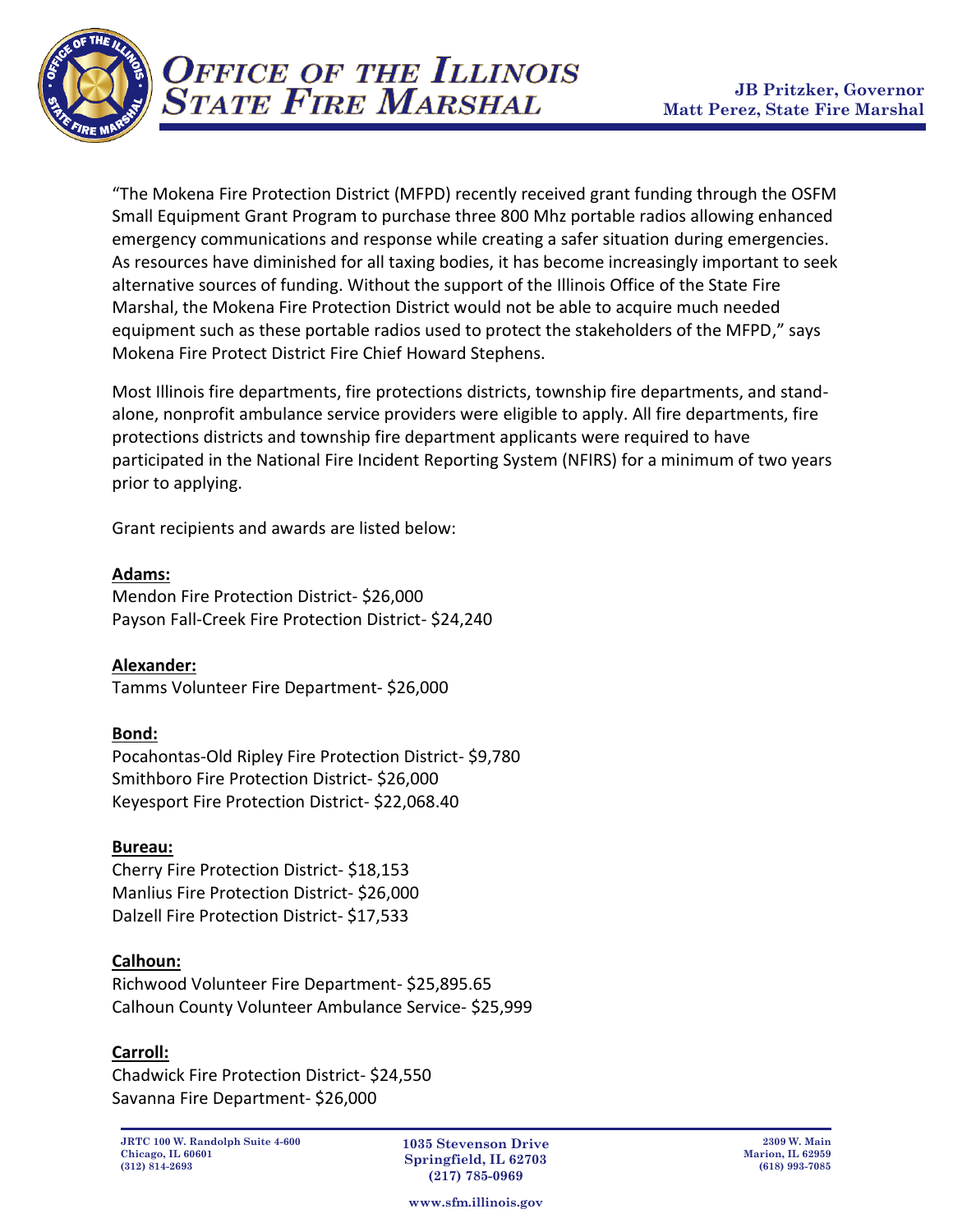"The Mokena Fire Protection District (MFPD) recently received grant funding through the OSFM Small Equipment Grant Program to purchase three 800 Mhz portable radios allowing enhanced emergency communications and response while creating a safer situation during emergencies. As resources have diminished for all taxing bodies, it has become increasingly important to seek alternative sources of funding. Without the support of the Illinois Office of the State Fire Marshal, the Mokena Fire Protection District would not be able to acquire much needed equipment such as these portable radios used to protect the stakeholders of the MFPD," says Mokena Fire Protect District Fire Chief Howard Stephens.

Most Illinois fire departments, fire protections districts, township fire departments, and stand-alone, nonprofit ambulance service providers were eligible to apply. All fire departments, fire protections districts and township fire department applicants were required to have participated in the National Fire Incident Reporting System (NFIRS) for a minimum of two years prior to applying.

Grant recipients and awards are listed below:

**Adams:**
Mendon Fire Protection District- $26,000
Payson Fall-Creek Fire Protection District- $24,240

**Alexander:**
Tamms Volunteer Fire Department- $26,000

**Bond:**
Pocahontas-Old Ripley Fire Protection District- $9,780
Smithboro Fire Protection District- $26,000
Keyesport Fire Protection District- $22,068.40

**Bureau:**
Cherry Fire Protection District- $18,153
Manlius Fire Protection District- $26,000
Dalzell Fire Protection District- $17,533

**Calhoun:**
Richwood Volunteer Fire Department- $25,895.65
Calhoun County Volunteer Ambulance Service- $25,999

**Carroll:**
Chadwick Fire Protection District- $24,550
Savanna Fire Department- $26,000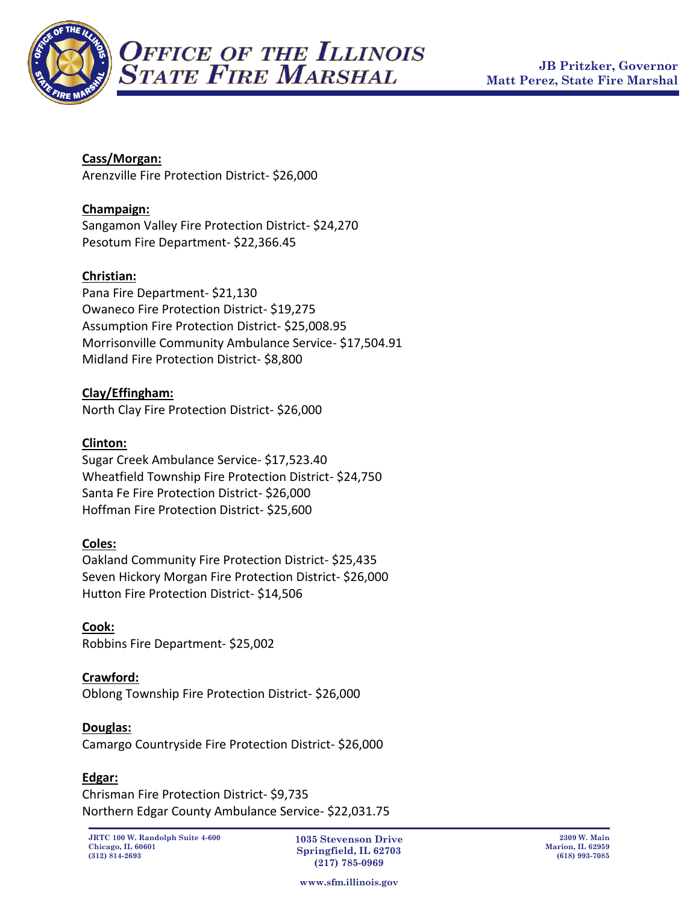**Cass/Morgan:**

Arenzville Fire Protection District- $26,000

**Champaign:**

Sangamon Valley Fire Protection District- $24,270
Pesotum Fire Department- $22,366.45

**Christian:**

Pana Fire Department- $21,130
Owaneco Fire Protection District- $19,275
Assumption Fire Protection District- $25,008.95
Morrisonville Community Ambulance Service- $17,504.91
Midland Fire Protection District- $8,800

**Clay/Effingham:**

North Clay Fire Protection District- $26,000

**Clinton:**

Sugar Creek Ambulance Service- $17,523.40
Wheatfield Township Fire Protection District- $24,750
Santa Fe Fire Protection District- $26,000
Hoffman Fire Protection District- $25,600

**Coles:**

Oakland Community Fire Protection District- $25,435
Seven Hickory Morgan Fire Protection District- $26,000
Hutton Fire Protection District- $14,506

**Cook:**

Robbins Fire Department- $25,002

**Crawford:**

Oblong Township Fire Protection District- $26,000

**Douglas:**

Camargo Countryside Fire Protection District- $26,000

**Edgar:**

Chrisman Fire Protection District- $9,735
Northern Edgar County Ambulance Service- $22,031.75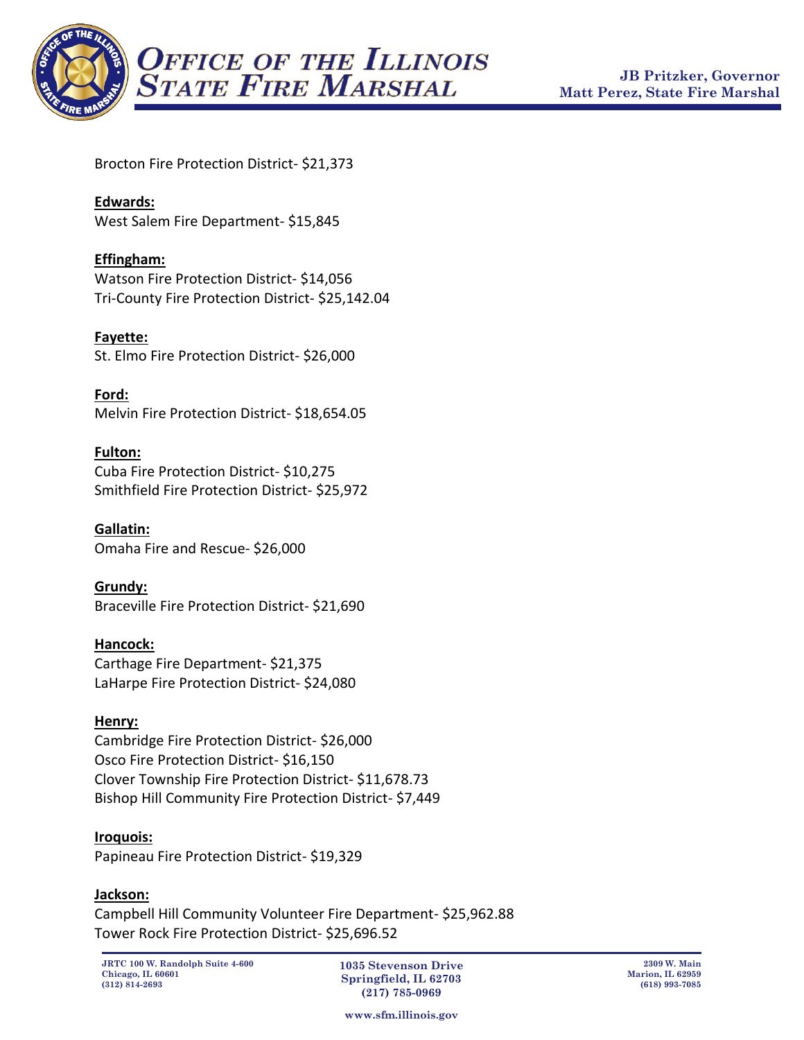Brocton Fire Protection District- $21,373

**Edwards:**

West Salem Fire Department- $15,845

**Effingham:**

Watson Fire Protection District- $14,056

Tri-County Fire Protection District- $25,142.04

**Fayette:**

St. Elmo Fire Protection District- $26,000

**Ford:**

Melvin Fire Protection District- $18,654.05

**Fulton:**

Cuba Fire Protection District- $10,275

Smithfield Fire Protection District- $25,972

**Gallatin:**

Omaha Fire and Rescue- $26,000

**Grundy:**

Braceville Fire Protection District- $21,690

**Hancock:**

Carthage Fire Department- $21,375

LaHarpe Fire Protection District- $24,080

**Henry:**

Cambridge Fire Protection District- $26,000

Osco Fire Protection District- $16,150

Clover Township Fire Protection District- $11,678.73

Bishop Hill Community Fire Protection District- $7,449

**Iroquois:**

Papineau Fire Protection District- $19,329

**Jackson:**

Campbell Hill Community Volunteer Fire Department- $25,962.88

Tower Rock Fire Protection District- $25,696.52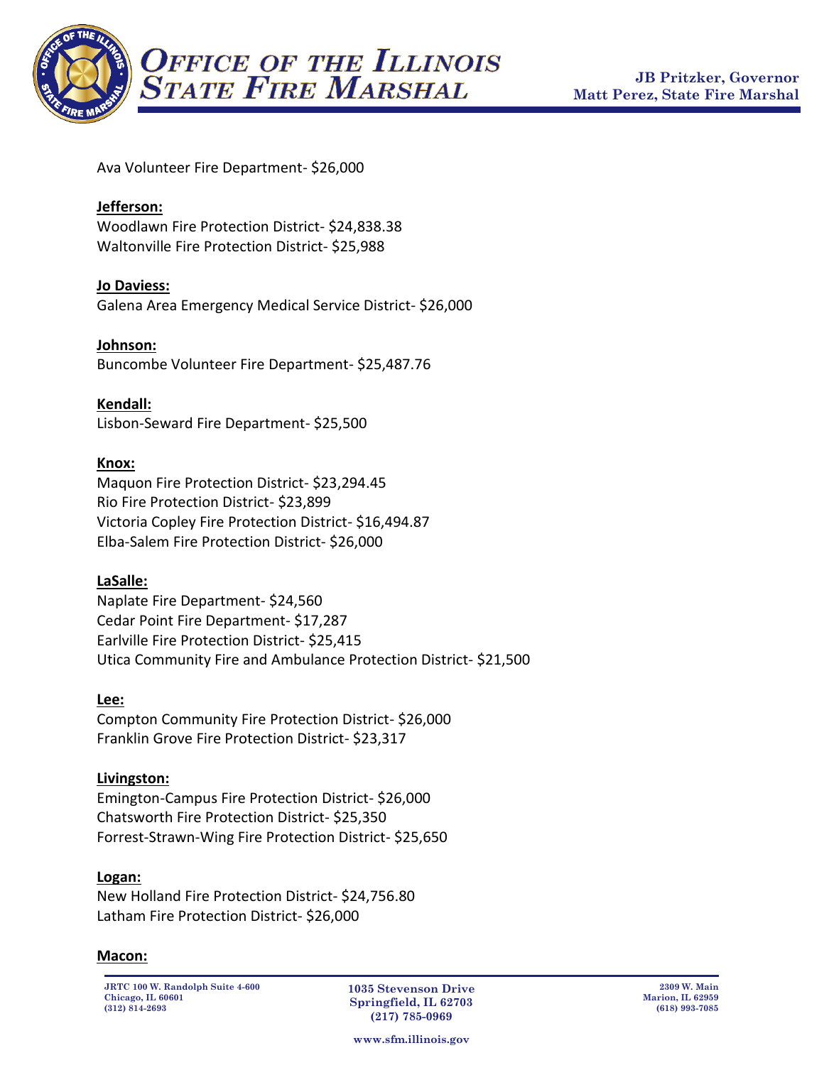Ava Volunteer Fire Department- $26,000

**Jefferson:**
Woodlawn Fire Protection District- $24,838.38
Waltonville Fire Protection District- $25,988

**Jo Daviess:**
Galena Area Emergency Medical Service District- $26,000

**Johnson:**
Buncombe Volunteer Fire Department- $25,487.76

**Kendall:**
Lisbon-Seward Fire Department- $25,500

**Knox:**
Maquon Fire Protection District- $23,294.45
Rio Fire Protection District- $23,899
Victoria Copley Fire Protection District- $16,494.87
Elba-Salem Fire Protection District- $26,000

**LaSalle:**
Naplate Fire Department- $24,560
Cedar Point Fire Department- $17,287
Earlville Fire Protection District- $25,415
Utica Community Fire and Ambulance Protection District- $21,500

**Lee:**
Compton Community Fire Protection District- $26,000
Franklin Grove Fire Protection District- $23,317

**Livingston:**
Emington-Campus Fire Protection District- $26,000
Chatsworth Fire Protection District- $25,350
Forrest-Strawn-Wing Fire Protection District- $25,650

**Logan:**
New Holland Fire Protection District- $24,756.80
Latham Fire Protection District- $26,000

**Macon:**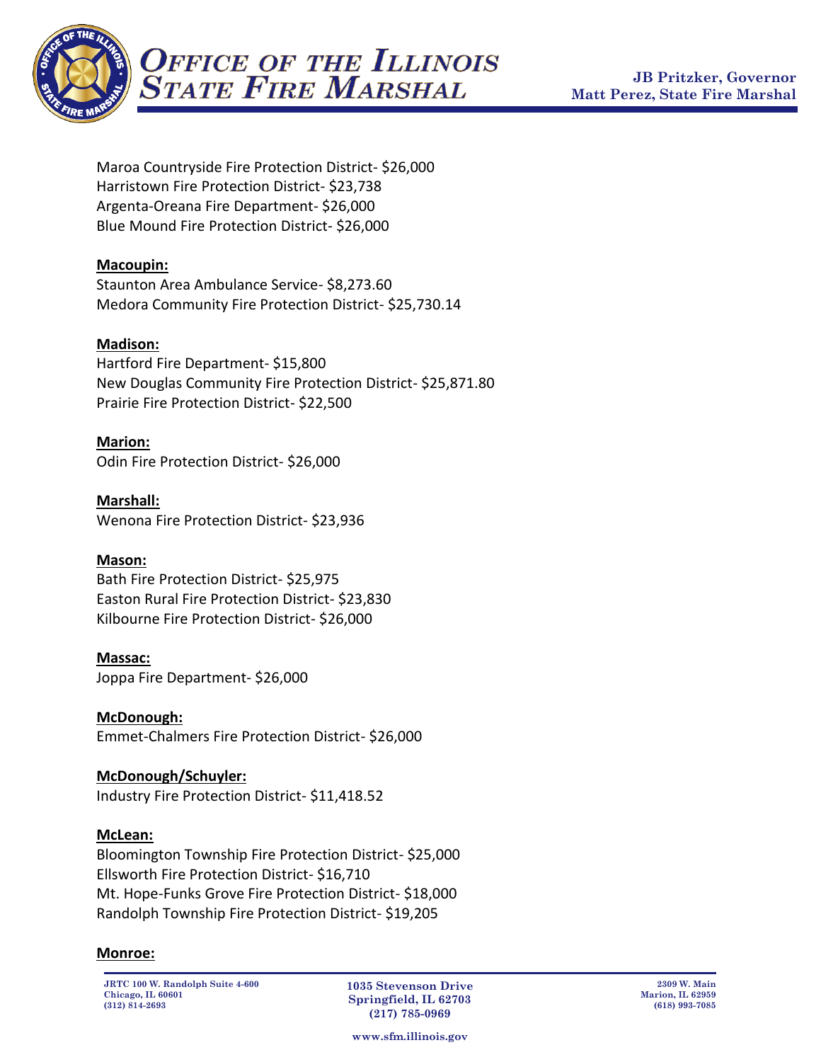Maroa Countryside Fire Protection District- $26,000
Harristown Fire Protection District- $23,738
Argenta-Oreana Fire Department- $26,000
Blue Mound Fire Protection District- $26,000

**Macoupin:**
Staunton Area Ambulance Service- $8,273.60
Medora Community Fire Protection District- $25,730.14

**Madison:**
Hartford Fire Department- $15,800
New Douglas Community Fire Protection District- $25,871.80
Prairie Fire Protection District- $22,500

**Marion:**
Odin Fire Protection District- $26,000

**Marshall:**
Wenona Fire Protection District- $23,936

**Mason:**
Bath Fire Protection District- $25,975
Easton Rural Fire Protection District- $23,830
Kilbourne Fire Protection District- $26,000

**Massac:**
Joppa Fire Department- $26,000

**McDonough:**
Emmet-Chalmers Fire Protection District- $26,000

**McDonough/Schuyler:**
Industry Fire Protection District- $11,418.52

**McLean:**
Bloomington Township Fire Protection District- $25,000
Ellsworth Fire Protection District- $16,710
Mt. Hope-Funks Grove Fire Protection District- $18,000
Randolph Township Fire Protection District- $19,205

**Monroe:**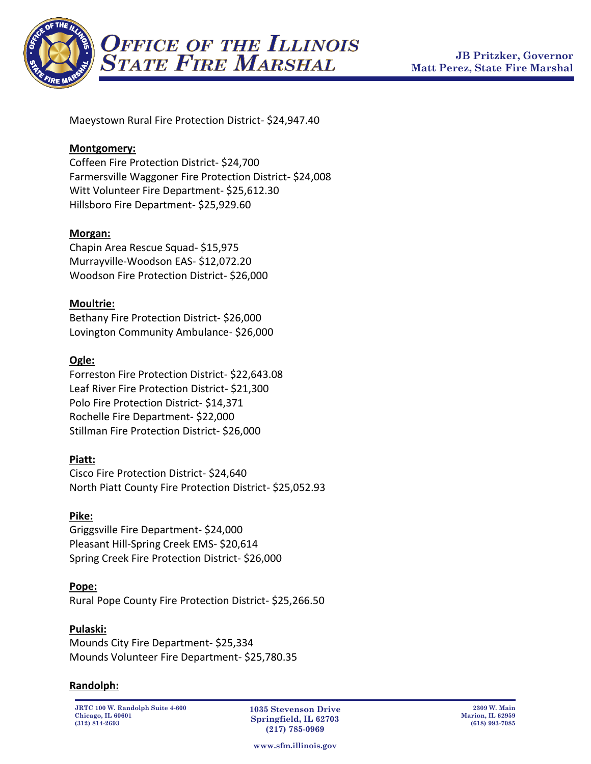Maeystown Rural Fire Protection District- $24,947.40

**Montgomery:**

Coffeen Fire Protection District- $24,700
Farmersville Waggoner Fire Protection District- $24,008
Witt Volunteer Fire Department- $25,612.30
Hillsboro Fire Department- $25,929.60

**Morgan:**

Chapin Area Rescue Squad- $15,975
Murrayville-Woodson EAS- $12,072.20
Woodson Fire Protection District- $26,000

**Moultrie:**

Bethany Fire Protection District- $26,000
Lovington Community Ambulance- $26,000

**Ogle:**

Forreston Fire Protection District- $22,643.08
Leaf River Fire Protection District- $21,300
Polo Fire Protection District- $14,371
Rochelle Fire Department- $22,000
Stillman Fire Protection District- $26,000

**Piatt:**

Cisco Fire Protection District- $24,640
North Piatt County Fire Protection District- $25,052.93

**Pike:**

Griggsville Fire Department- $24,000
Pleasant Hill-Spring Creek EMS- $20,614
Spring Creek Fire Protection District- $26,000

**Pope:**

Rural Pope County Fire Protection District- $25,266.50

**Pulaski:**

Mounds City Fire Department- $25,334
Mounds Volunteer Fire Department- $25,780.35

**Randolph:**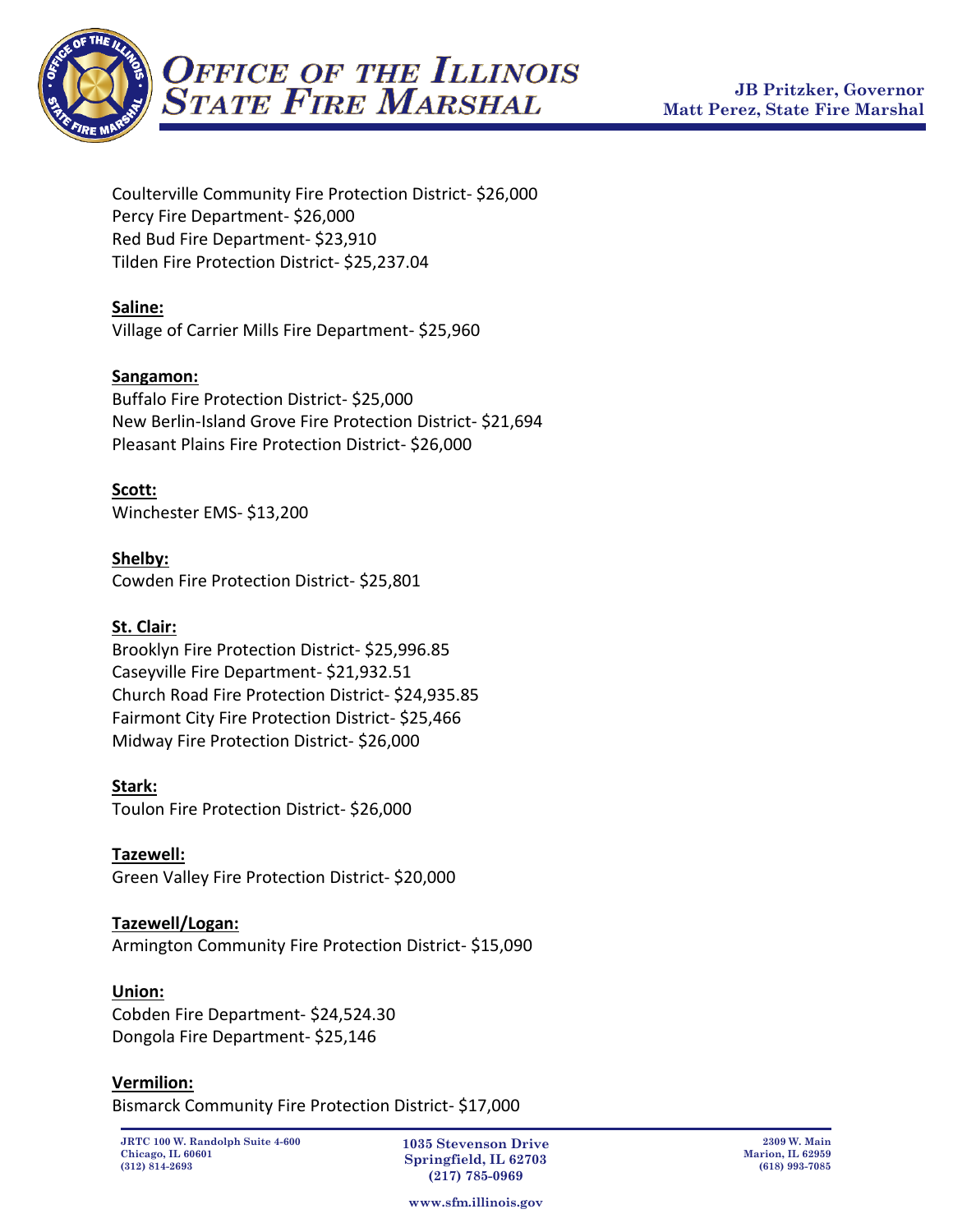Coulterville Community Fire Protection District- $26,000
Percy Fire Department- $26,000
Red Bud Fire Department- $23,910
Tilden Fire Protection District- $25,237.04

**Saline:**
Village of Carrier Mills Fire Department- $25,960

**Sangamon:**
Buffalo Fire Protection District- $25,000
New Berlin-Island Grove Fire Protection District- $21,694
Pleasant Plains Fire Protection District- $26,000

**Scott:**
Winchester EMS- $13,200

**Shelby:**
Cowden Fire Protection District- $25,801

**St. Clair:**
Brooklyn Fire Protection District- $25,996.85
Caseyville Fire Department- $21,932.51
Church Road Fire Protection District- $24,935.85
Fairmont City Fire Protection District- $25,466
Midway Fire Protection District- $26,000

**Stark:**
Toulon Fire Protection District- $26,000

**Tazewell:**
Green Valley Fire Protection District- $20,000

**Tazewell/Logan:**
Armington Community Fire Protection District- $15,090

**Union:**
Cobden Fire Department- $24,524.30
Dongola Fire Department- $25,146

**Vermilion:**
Bismarck Community Fire Protection District- $17,000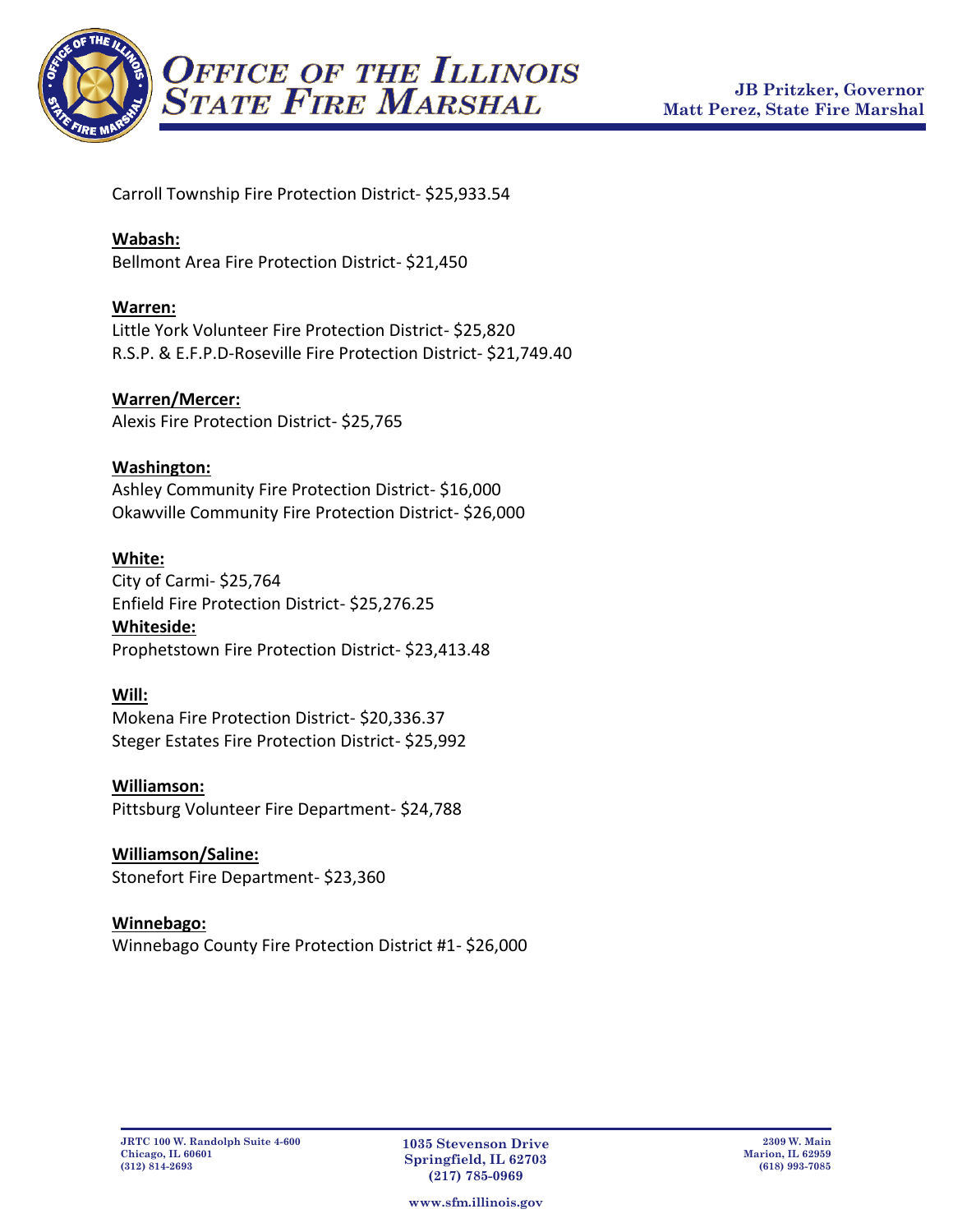Carroll Township Fire Protection District- $25,933.54

**Wabash:**

Bellmont Area Fire Protection District- $21,450

**Warren:**

Little York Volunteer Fire Protection District- $25,820

R.S.P. & E.F.P.D-Roseville Fire Protection District- $21,749.40

**Warren/Mercer:**

Alexis Fire Protection District- $25,765

**Washington:**

Ashley Community Fire Protection District- $16,000

Okawville Community Fire Protection District- $26,000

**White:**

City of Carmi- $25,764

Enfield Fire Protection District- $25,276.25

**Whiteside:**

Prophetstown Fire Protection District- $23,413.48

**Will:**

Mokena Fire Protection District- $20,336.37

Steger Estates Fire Protection District- $25,992

**Williamson:**

Pittsburg Volunteer Fire Department- $24,788

**Williamson/Saline:**

Stonefort Fire Department- $23,360

**Winnebago:**

Winnebago County Fire Protection District #1- $26,000